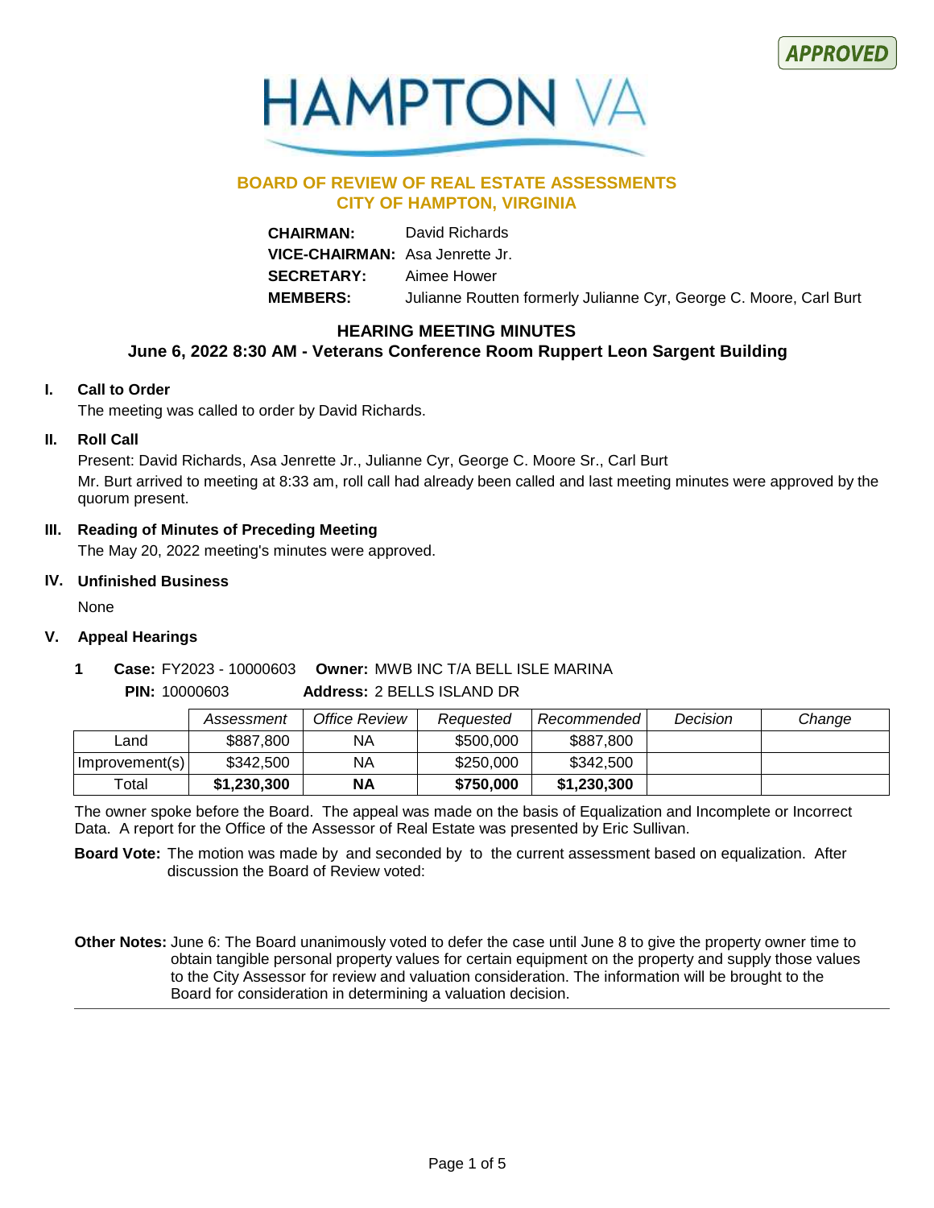APPROVED

HAMPTON VA

## BOARD OF REVIEW OF REAL ESTATE ASSESSMENTS
## CITY OF HAMPTON, VIRGINIA

**CHAIRMAN:** David Richards
**VICE-CHAIRMAN:** Asa Jenrette Jr.
**SECRETARY:** Aimee Hower
**MEMBERS:** Julianne Routten formerly Julianne Cyr, George C. Moore, Carl Burt

### HEARING MEETING MINUTES
### June 6, 2022 8:30 AM - Veterans Conference Room Ruppert Leon Sargent Building

**I. Call to Order**

The meeting was called to order by David Richards.

**II. Roll Call**

Present: David Richards, Asa Jenrette Jr., Julianne Cyr, George C. Moore Sr., Carl Burt

Mr. Burt arrived to meeting at 8:33 am, roll call had already been called and last meeting minutes were approved by the quorum present.

**III. Reading of Minutes of Preceding Meeting**

The May 20, 2022 meeting's minutes were approved.

**IV. Unfinished Business**

None

**V. Appeal Hearings**

**1** **Case:** FY2023 - 10000603 **Owner:** MWB INC T/A BELL ISLE MARINA
**PIN:** 10000603 **Address:** 2 BELLS ISLAND DR

| | *Assessment* | *Office Review* | *Requested* | *Recommended* | *Decision* | *Change* |
|---|---|---|---|---|---|---|
| Land | $887,800 | NA | $500,000 | $887,800 | | |
| Improvement(s) | $342,500 | NA | $250,000 | $342,500 | | |
| Total | **$1,230,300** | **NA** | **$750,000** | **$1,230,300** | | |

The owner spoke before the Board. The appeal was made on the basis of Equalization and Incomplete or Incorrect Data. A report for the Office of the Assessor of Real Estate was presented by Eric Sullivan.

**Board Vote:** The motion was made by and seconded by to the current assessment based on equalization. After discussion the Board of Review voted:

**Other Notes:** June 6: The Board unanimously voted to defer the case until June 8 to give the property owner time to obtain tangible personal property values for certain equipment on the property and supply those values to the City Assessor for review and valuation consideration. The information will be brought to the Board for consideration in determining a valuation decision.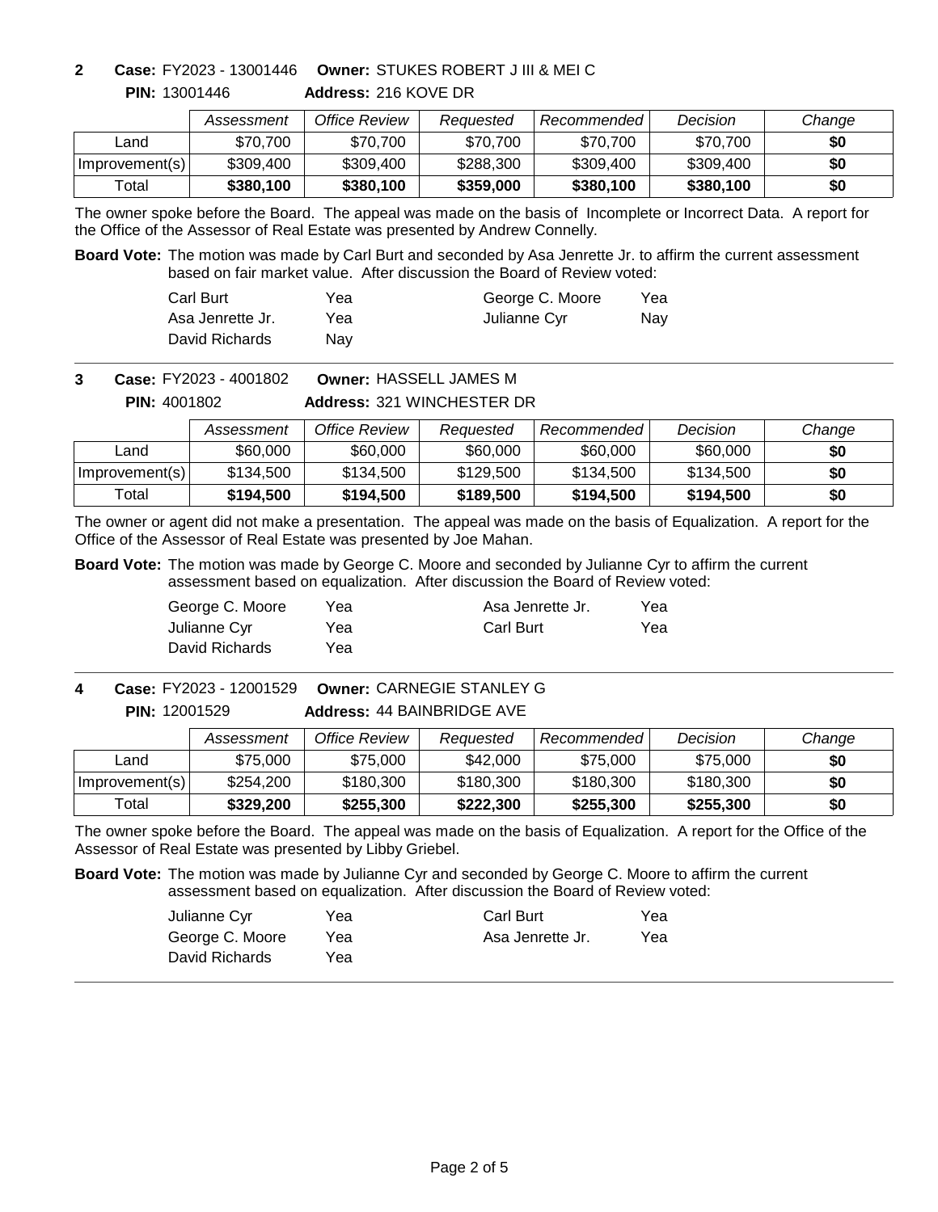**2** **Case:** FY2023 - 13001446 **Owner:** STUKES ROBERT J III & MEI C

**PIN:** 13001446 **Address:** 216 KOVE DR

| | *Assessment* | *Office Review* | *Requested* | *Recommended* | *Decision* | *Change* |
|---|---|---|---|---|---|---|
| Land | $70,700 | $70,700 | $70,700 | $70,700 | $70,700 | **$0** |
| Improvement(s) | $309,400 | $309,400 | $288,300 | $309,400 | $309,400 | **$0** |
| Total | **$380,100** | **$380,100** | **$359,000** | **$380,100** | **$380,100** | **$0** |

The owner spoke before the Board. The appeal was made on the basis of Incomplete or Incorrect Data. A report for the Office of the Assessor of Real Estate was presented by Andrew Connelly.

**Board Vote:** The motion was made by Carl Burt and seconded by Asa Jenrette Jr. to affirm the current assessment based on fair market value. After discussion the Board of Review voted:

| | | | |
|---|---|---|---|
| Carl Burt | Yea | George C. Moore | Yea |
| Asa Jenrette Jr. | Yea | Julianne Cyr | Nay |
| David Richards | Nay | | |

---

**3** **Case:** FY2023 - 4001802 **Owner:** HASSELL JAMES M

**PIN:** 4001802 **Address:** 321 WINCHESTER DR

| | *Assessment* | *Office Review* | *Requested* | *Recommended* | *Decision* | *Change* |
|---|---|---|---|---|---|---|
| Land | $60,000 | $60,000 | $60,000 | $60,000 | $60,000 | **$0** |
| Improvement(s) | $134,500 | $134,500 | $129,500 | $134,500 | $134,500 | **$0** |
| Total | **$194,500** | **$194,500** | **$189,500** | **$194,500** | **$194,500** | **$0** |

The owner or agent did not make a presentation. The appeal was made on the basis of Equalization. A report for the Office of the Assessor of Real Estate was presented by Joe Mahan.

**Board Vote:** The motion was made by George C. Moore and seconded by Julianne Cyr to affirm the current assessment based on equalization. After discussion the Board of Review voted:

| | | | |
|---|---|---|---|
| George C. Moore | Yea | Asa Jenrette Jr. | Yea |
| Julianne Cyr | Yea | Carl Burt | Yea |
| David Richards | Yea | | |

---

**4** **Case:** FY2023 - 12001529 **Owner:** CARNEGIE STANLEY G

**PIN:** 12001529 **Address:** 44 BAINBRIDGE AVE

| | *Assessment* | *Office Review* | *Requested* | *Recommended* | *Decision* | *Change* |
|---|---|---|---|---|---|---|
| Land | $75,000 | $75,000 | $42,000 | $75,000 | $75,000 | **$0** |
| Improvement(s) | $254,200 | $180,300 | $180,300 | $180,300 | $180,300 | **$0** |
| Total | **$329,200** | **$255,300** | **$222,300** | **$255,300** | **$255,300** | **$0** |

The owner spoke before the Board. The appeal was made on the basis of Equalization. A report for the Office of the Assessor of Real Estate was presented by Libby Griebel.

**Board Vote:** The motion was made by Julianne Cyr and seconded by George C. Moore to affirm the current assessment based on equalization. After discussion the Board of Review voted:

| | | | |
|---|---|---|---|
| Julianne Cyr | Yea | Carl Burt | Yea |
| George C. Moore | Yea | Asa Jenrette Jr. | Yea |
| David Richards | Yea | | |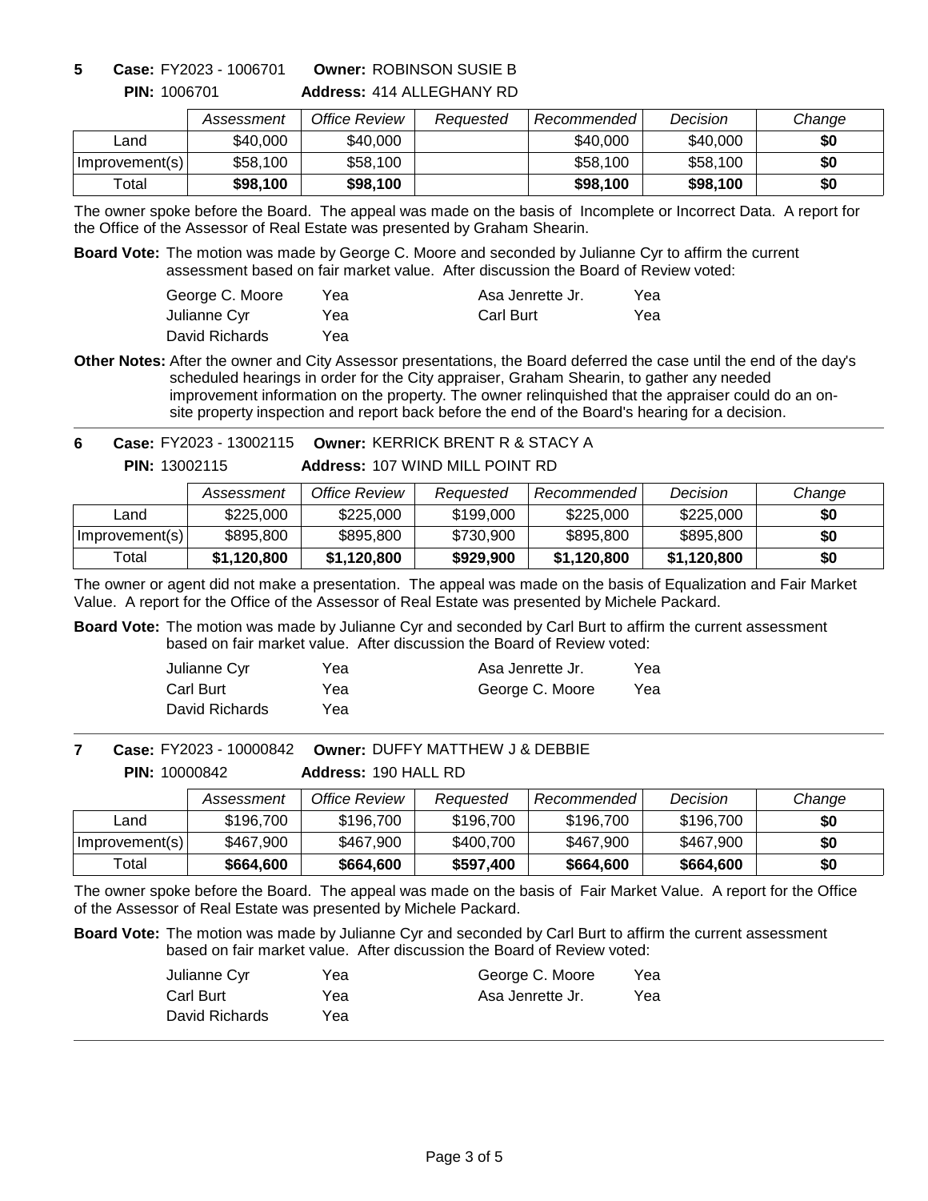**5** **Case:** FY2023 - 1006701 **Owner:** ROBINSON SUSIE B

**PIN:** 1006701 **Address:** 414 ALLEGHANY RD

| | Assessment | Office Review | Requested | Recommended | Decision | Change |
|---|---|---|---|---|---|---|
| Land | $40,000 | $40,000 | | $40,000 | $40,000 | **$0** |
| Improvement(s) | $58,100 | $58,100 | | $58,100 | $58,100 | **$0** |
| Total | **$98,100** | **$98,100** | | **$98,100** | **$98,100** | **$0** |

The owner spoke before the Board. The appeal was made on the basis of Incomplete or Incorrect Data. A report for the Office of the Assessor of Real Estate was presented by Graham Shearin.

**Board Vote:** The motion was made by George C. Moore and seconded by Julianne Cyr to affirm the current assessment based on fair market value. After discussion the Board of Review voted:

| | | | |
|---|---|---|---|
| George C. Moore | Yea | Asa Jenrette Jr. | Yea |
| Julianne Cyr | Yea | Carl Burt | Yea |
| David Richards | Yea | | |

**Other Notes:** After the owner and City Assessor presentations, the Board deferred the case until the end of the day's scheduled hearings in order for the City appraiser, Graham Shearin, to gather any needed improvement information on the property. The owner relinquished that the appraiser could do an on-site property inspection and report back before the end of the Board's hearing for a decision.

---

**6** **Case:** FY2023 - 13002115 **Owner:** KERRICK BRENT R & STACY A

**PIN:** 13002115 **Address:** 107 WIND MILL POINT RD

| | Assessment | Office Review | Requested | Recommended | Decision | Change |
|---|---|---|---|---|---|---|
| Land | $225,000 | $225,000 | $199,000 | $225,000 | $225,000 | **$0** |
| Improvement(s) | $895,800 | $895,800 | $730,900 | $895,800 | $895,800 | **$0** |
| Total | **$1,120,800** | **$1,120,800** | **$929,900** | **$1,120,800** | **$1,120,800** | **$0** |

The owner or agent did not make a presentation. The appeal was made on the basis of Equalization and Fair Market Value. A report for the Office of the Assessor of Real Estate was presented by Michele Packard.

**Board Vote:** The motion was made by Julianne Cyr and seconded by Carl Burt to affirm the current assessment based on fair market value. After discussion the Board of Review voted:

| | | | |
|---|---|---|---|
| Julianne Cyr | Yea | Asa Jenrette Jr. | Yea |
| Carl Burt | Yea | George C. Moore | Yea |
| David Richards | Yea | | |

---

**7** **Case:** FY2023 - 10000842 **Owner:** DUFFY MATTHEW J & DEBBIE

**PIN:** 10000842 **Address:** 190 HALL RD

| | Assessment | Office Review | Requested | Recommended | Decision | Change |
|---|---|---|---|---|---|---|
| Land | $196,700 | $196,700 | $196,700 | $196,700 | $196,700 | **$0** |
| Improvement(s) | $467,900 | $467,900 | $400,700 | $467,900 | $467,900 | **$0** |
| Total | **$664,600** | **$664,600** | **$597,400** | **$664,600** | **$664,600** | **$0** |

The owner spoke before the Board. The appeal was made on the basis of Fair Market Value. A report for the Office of the Assessor of Real Estate was presented by Michele Packard.

**Board Vote:** The motion was made by Julianne Cyr and seconded by Carl Burt to affirm the current assessment based on fair market value. After discussion the Board of Review voted:

| | | | |
|---|---|---|---|
| Julianne Cyr | Yea | George C. Moore | Yea |
| Carl Burt | Yea | Asa Jenrette Jr. | Yea |
| David Richards | Yea | | |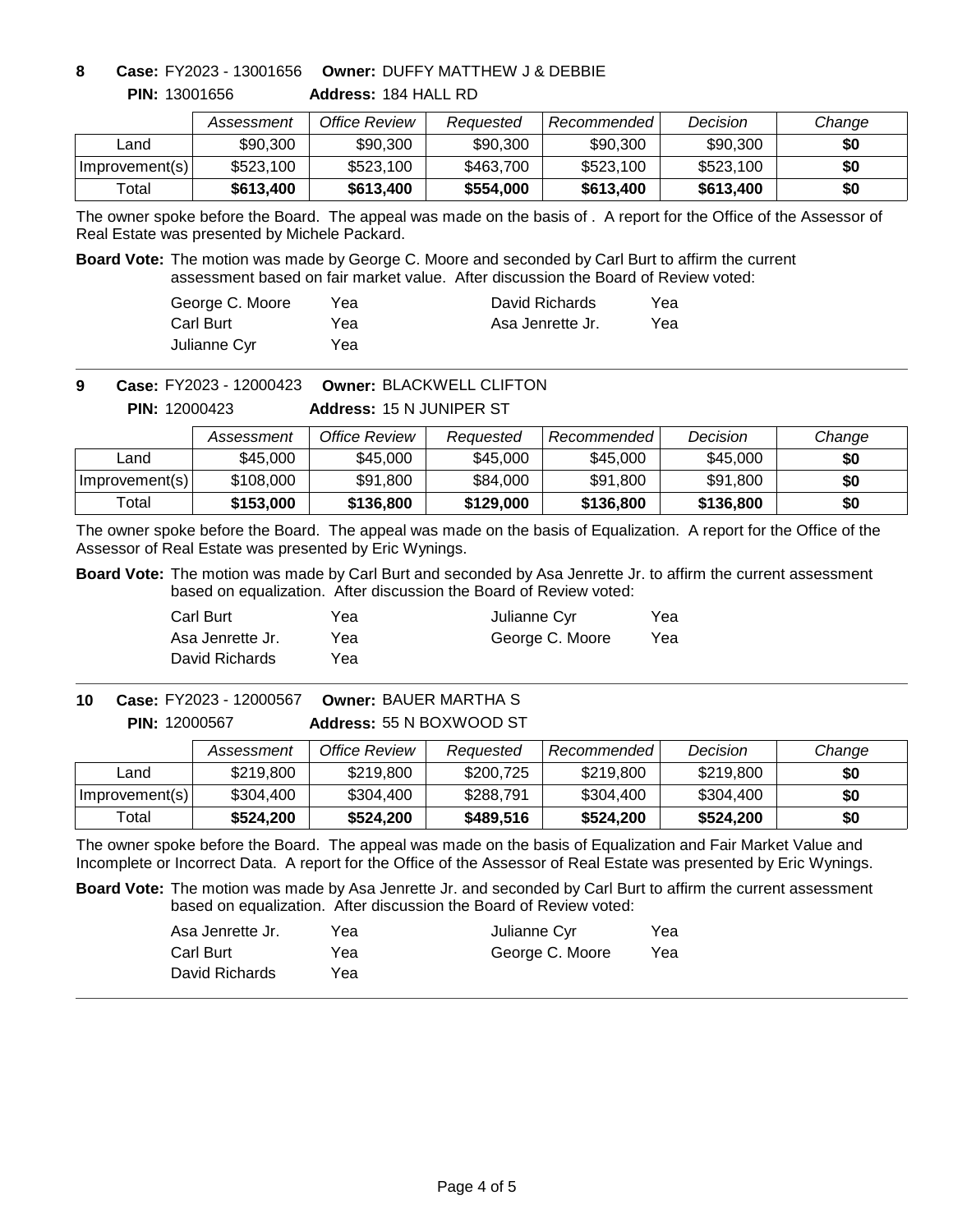**8 Case:** FY2023 - 13001656 **Owner:** DUFFY MATTHEW J & DEBBIE

**PIN:** 13001656 **Address:** 184 HALL RD

| | *Assessment* | *Office Review* | *Requested* | *Recommended* | *Decision* | *Change* |
|---|---|---|---|---|---|---|
| Land | $90,300 | $90,300 | $90,300 | $90,300 | $90,300 | **$0** |
| Improvement(s) | $523,100 | $523,100 | $463,700 | $523,100 | $523,100 | **$0** |
| Total | **$613,400** | **$613,400** | **$554,000** | **$613,400** | **$613,400** | **$0** |

The owner spoke before the Board. The appeal was made on the basis of . A report for the Office of the Assessor of Real Estate was presented by Michele Packard.

**Board Vote:** The motion was made by George C. Moore and seconded by Carl Burt to affirm the current assessment based on fair market value. After discussion the Board of Review voted:

| | | | |
|---|---|---|---|
| George C. Moore | Yea | David Richards | Yea |
| Carl Burt | Yea | Asa Jenrette Jr. | Yea |
| Julianne Cyr | Yea | | |

---

**9 Case:** FY2023 - 12000423 **Owner:** BLACKWELL CLIFTON

**PIN:** 12000423 **Address:** 15 N JUNIPER ST

| | *Assessment* | *Office Review* | *Requested* | *Recommended* | *Decision* | *Change* |
|---|---|---|---|---|---|---|
| Land | $45,000 | $45,000 | $45,000 | $45,000 | $45,000 | **$0** |
| Improvement(s) | $108,000 | $91,800 | $84,000 | $91,800 | $91,800 | **$0** |
| Total | **$153,000** | **$136,800** | **$129,000** | **$136,800** | **$136,800** | **$0** |

The owner spoke before the Board. The appeal was made on the basis of Equalization. A report for the Office of the Assessor of Real Estate was presented by Eric Wynings.

**Board Vote:** The motion was made by Carl Burt and seconded by Asa Jenrette Jr. to affirm the current assessment based on equalization. After discussion the Board of Review voted:

| | | | |
|---|---|---|---|
| Carl Burt | Yea | Julianne Cyr | Yea |
| Asa Jenrette Jr. | Yea | George C. Moore | Yea |
| David Richards | Yea | | |

---

**10 Case:** FY2023 - 12000567 **Owner:** BAUER MARTHA S

**PIN:** 12000567 **Address:** 55 N BOXWOOD ST

| | *Assessment* | *Office Review* | *Requested* | *Recommended* | *Decision* | *Change* |
|---|---|---|---|---|---|---|
| Land | $219,800 | $219,800 | $200,725 | $219,800 | $219,800 | **$0** |
| Improvement(s) | $304,400 | $304,400 | $288,791 | $304,400 | $304,400 | **$0** |
| Total | **$524,200** | **$524,200** | **$489,516** | **$524,200** | **$524,200** | **$0** |

The owner spoke before the Board. The appeal was made on the basis of Equalization and Fair Market Value and Incomplete or Incorrect Data. A report for the Office of the Assessor of Real Estate was presented by Eric Wynings.

**Board Vote:** The motion was made by Asa Jenrette Jr. and seconded by Carl Burt to affirm the current assessment based on equalization. After discussion the Board of Review voted:

| | | | |
|---|---|---|---|
| Asa Jenrette Jr. | Yea | Julianne Cyr | Yea |
| Carl Burt | Yea | George C. Moore | Yea |
| David Richards | Yea | | |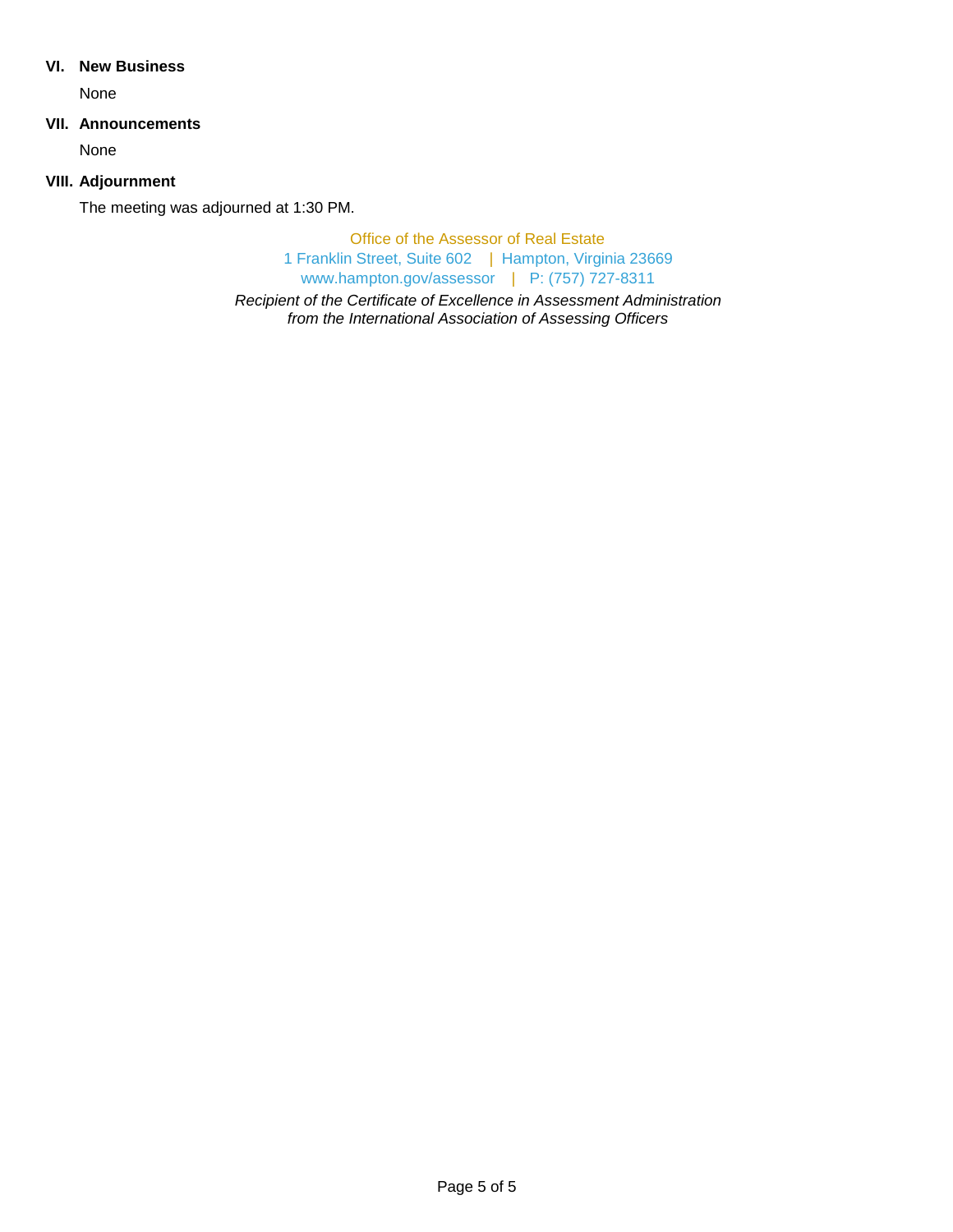## VI. New Business

None

## VII. Announcements

None

## VIII. Adjournment

The meeting was adjourned at 1:30 PM.

Office of the Assessor of Real Estate
1 Franklin Street, Suite 602 | Hampton, Virginia 23669
www.hampton.gov/assessor | P: (757) 727-8311

*Recipient of the Certificate of Excellence in Assessment Administration from the International Association of Assessing Officers*